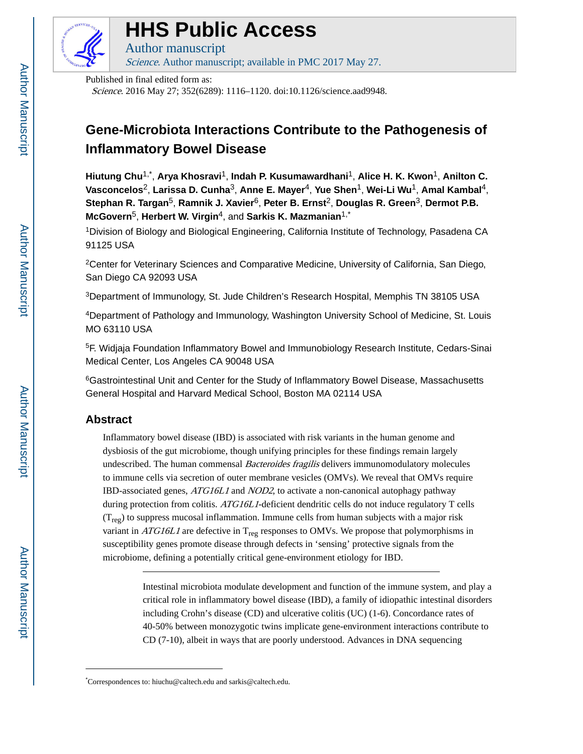# HHS Public Access

Author manuscript

*Science*. Author manuscript; available in PMC 2017 May 27.

Published in final edited form as:

*Science*. 2016 May 27; 352(6289): 1116–1120. doi:10.1126/science.aad9948.

# Gene-Microbiota Interactions Contribute to the Pathogenesis of Inflammatory Bowel Disease

**Hiutung Chu**[1,*], **Arya Khosravi**[1], **Indah P. Kusumawardhani**[1], **Alice H. K. Kwon**[1], **Anilton C. Vasconcelos**[2], **Larissa D. Cunha**[3], **Anne E. Mayer**[4], **Yue Shen**[1], **Wei-Li Wu**[1], **Amal Kambal**[4], **Stephan R. Targan**[5], **Ramnik J. Xavier**[6], **Peter B. Ernst**[2], **Douglas R. Green**[3], **Dermot P.B. McGovern**[5], **Herbert W. Virgin**[4], and **Sarkis K. Mazmanian**[1,*]

[1]Division of Biology and Biological Engineering, California Institute of Technology, Pasadena CA 91125 USA

[2]Center for Veterinary Sciences and Comparative Medicine, University of California, San Diego, San Diego CA 92093 USA

[3]Department of Immunology, St. Jude Children's Research Hospital, Memphis TN 38105 USA

[4]Department of Pathology and Immunology, Washington University School of Medicine, St. Louis MO 63110 USA

[5]F. Widjaja Foundation Inflammatory Bowel and Immunobiology Research Institute, Cedars-Sinai Medical Center, Los Angeles CA 90048 USA

[6]Gastrointestinal Unit and Center for the Study of Inflammatory Bowel Disease, Massachusetts General Hospital and Harvard Medical School, Boston MA 02114 USA

## Abstract

Inflammatory bowel disease (IBD) is associated with risk variants in the human genome and dysbiosis of the gut microbiome, though unifying principles for these findings remain largely undescribed. The human commensal *Bacteroides fragilis* delivers immunomodulatory molecules to immune cells via secretion of outer membrane vesicles (OMVs). We reveal that OMVs require IBD-associated genes, *ATG16L1* and *NOD2*, to activate a non-canonical autophagy pathway during protection from colitis. *ATG16L1*-deficient dendritic cells do not induce regulatory T cells ($T_{reg}$) to suppress mucosal inflammation. Immune cells from human subjects with a major risk variant in *ATG16L1* are defective in $T_{reg}$ responses to OMVs. We propose that polymorphisms in susceptibility genes promote disease through defects in 'sensing' protective signals from the microbiome, defining a potentially critical gene-environment etiology for IBD.

---

Intestinal microbiota modulate development and function of the immune system, and play a critical role in inflammatory bowel disease (IBD), a family of idiopathic intestinal disorders including Crohn's disease (CD) and ulcerative colitis (UC) (1-6). Concordance rates of 40-50% between monozygotic twins implicate gene-environment interactions contribute to CD (7-10), albeit in ways that are poorly understood. Advances in DNA sequencing

---

*Correspondences to: hiuchu@caltech.edu and sarkis@caltech.edu.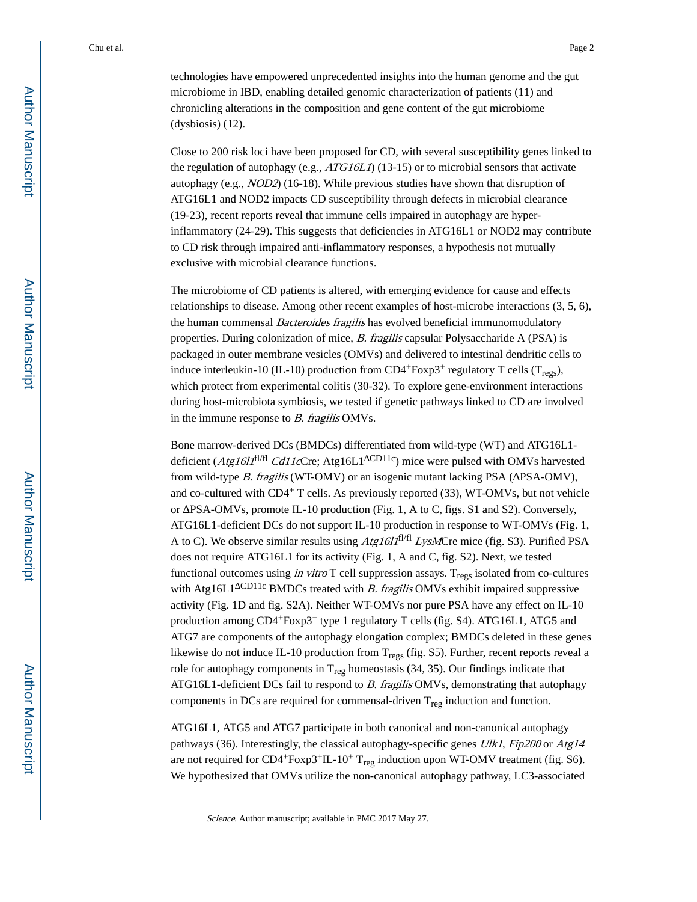technologies have empowered unprecedented insights into the human genome and the gut microbiome in IBD, enabling detailed genomic characterization of patients (11) and chronicling alterations in the composition and gene content of the gut microbiome (dysbiosis) (12).

Close to 200 risk loci have been proposed for CD, with several susceptibility genes linked to the regulation of autophagy (e.g., *ATG16L1*) (13-15) or to microbial sensors that activate autophagy (e.g., *NOD2*) (16-18). While previous studies have shown that disruption of ATG16L1 and NOD2 impacts CD susceptibility through defects in microbial clearance (19-23), recent reports reveal that immune cells impaired in autophagy are hyper-inflammatory (24-29). This suggests that deficiencies in ATG16L1 or NOD2 may contribute to CD risk through impaired anti-inflammatory responses, a hypothesis not mutually exclusive with microbial clearance functions.

The microbiome of CD patients is altered, with emerging evidence for cause and effects relationships to disease. Among other recent examples of host-microbe interactions (3, 5, 6), the human commensal *Bacteroides fragilis* has evolved beneficial immunomodulatory properties. During colonization of mice, *B. fragilis* capsular Polysaccharide A (PSA) is packaged in outer membrane vesicles (OMVs) and delivered to intestinal dendritic cells to induce interleukin-10 (IL-10) production from $CD4^+Foxp3^+$ regulatory T cells ($T_{regs}$), which protect from experimental colitis (30-32). To explore gene-environment interactions during host-microbiota symbiosis, we tested if genetic pathways linked to CD are involved in the immune response to *B. fragilis* OMVs.

Bone marrow-derived DCs (BMDCs) differentiated from wild-type (WT) and ATG16L1-deficient (*Atg16l1*$^{fl/fl}$ *Cd11c*Cre; Atg16L1$^{\Delta CD11c}$) mice were pulsed with OMVs harvested from wild-type *B. fragilis* (WT-OMV) or an isogenic mutant lacking PSA (ΔPSA-OMV), and co-cultured with $CD4^+$ T cells. As previously reported (33), WT-OMVs, but not vehicle or ΔPSA-OMVs, promote IL-10 production (Fig. 1, A to C, figs. S1 and S2). Conversely, ATG16L1-deficient DCs do not support IL-10 production in response to WT-OMVs (Fig. 1, A to C). We observe similar results using *Atg16l1*$^{fl/fl}$ *LysM*Cre mice (fig. S3). Purified PSA does not require ATG16L1 for its activity (Fig. 1, A and C, fig. S2). Next, we tested functional outcomes using *in vitro* T cell suppression assays. $T_{regs}$ isolated from co-cultures with Atg16L1$^{\Delta CD11c}$ BMDCs treated with *B. fragilis* OMVs exhibit impaired suppressive activity (Fig. 1D and fig. S2A). Neither WT-OMVs nor pure PSA have any effect on IL-10 production among $CD4^+Foxp3^-$ type 1 regulatory T cells (fig. S4). ATG16L1, ATG5 and ATG7 are components of the autophagy elongation complex; BMDCs deleted in these genes likewise do not induce IL-10 production from $T_{regs}$ (fig. S5). Further, recent reports reveal a role for autophagy components in $T_{reg}$ homeostasis (34, 35). Our findings indicate that ATG16L1-deficient DCs fail to respond to *B. fragilis* OMVs, demonstrating that autophagy components in DCs are required for commensal-driven $T_{reg}$ induction and function.

ATG16L1, ATG5 and ATG7 participate in both canonical and non-canonical autophagy pathways (36). Interestingly, the classical autophagy-specific genes *Ulk1*, *Fip200* or *Atg14* are not required for $CD4^+Foxp3^+IL\text{-}10^+$ $T_{reg}$ induction upon WT-OMV treatment (fig. S6). We hypothesized that OMVs utilize the non-canonical autophagy pathway, LC3-associated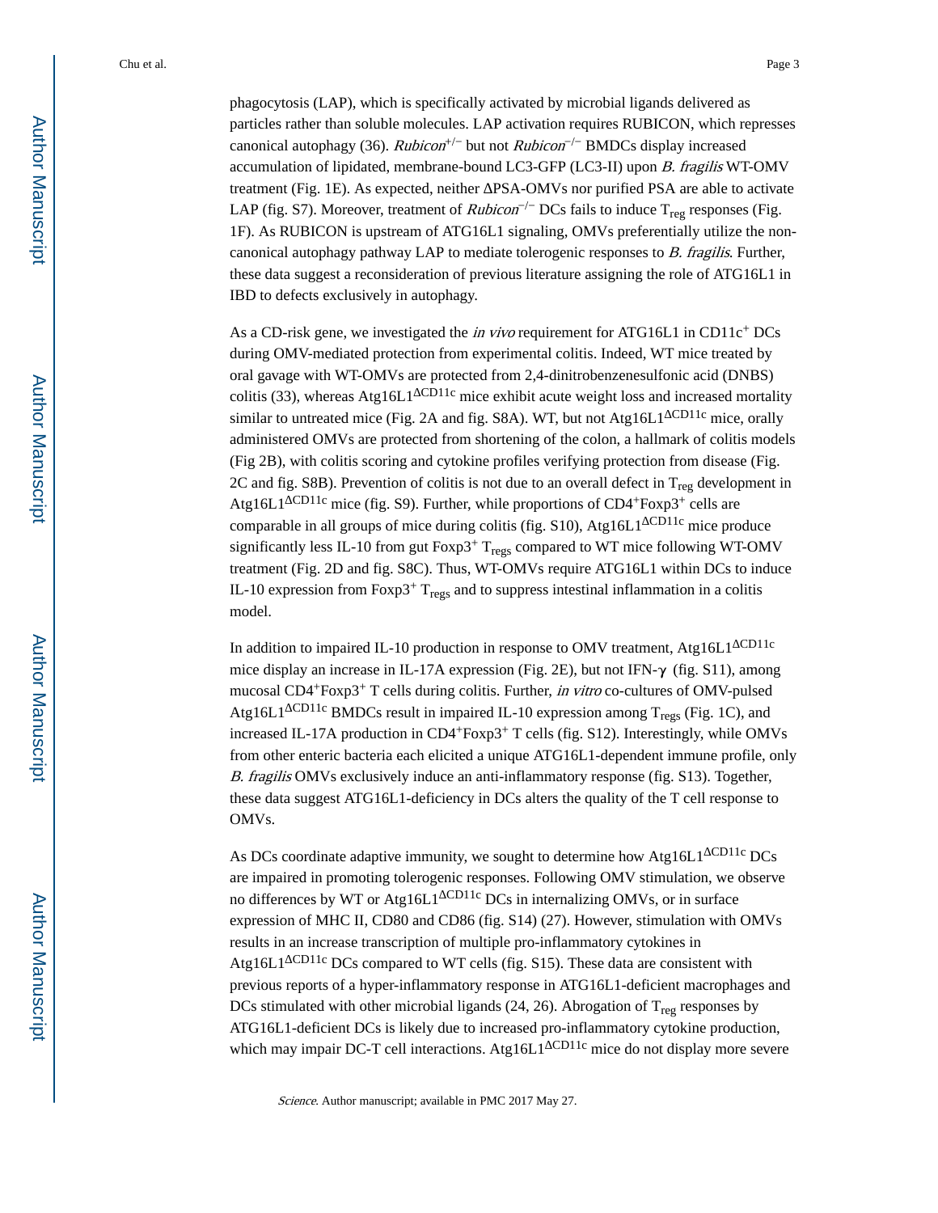phagocytosis (LAP), which is specifically activated by microbial ligands delivered as particles rather than soluble molecules. LAP activation requires RUBICON, which represses canonical autophagy (36). *Rubicon*$^{+/-}$ but not *Rubicon*$^{-/-}$ BMDCs display increased accumulation of lipidated, membrane-bound LC3-GFP (LC3-II) upon *B. fragilis* WT-OMV treatment (Fig. 1E). As expected, neither ΔPSA-OMVs nor purified PSA are able to activate LAP (fig. S7). Moreover, treatment of *Rubicon*$^{-/-}$ DCs fails to induce $T_{reg}$ responses (Fig. 1F). As RUBICON is upstream of ATG16L1 signaling, OMVs preferentially utilize the non-canonical autophagy pathway LAP to mediate tolerogenic responses to *B. fragilis*. Further, these data suggest a reconsideration of previous literature assigning the role of ATG16L1 in IBD to defects exclusively in autophagy.

As a CD-risk gene, we investigated the *in vivo* requirement for ATG16L1 in CD11c$^{+}$ DCs during OMV-mediated protection from experimental colitis. Indeed, WT mice treated by oral gavage with WT-OMVs are protected from 2,4-dinitrobenzenesulfonic acid (DNBS) colitis (33), whereas Atg16L1$^{\Delta CD11c}$ mice exhibit acute weight loss and increased mortality similar to untreated mice (Fig. 2A and fig. S8A). WT, but not Atg16L1$^{\Delta CD11c}$ mice, orally administered OMVs are protected from shortening of the colon, a hallmark of colitis models (Fig 2B), with colitis scoring and cytokine profiles verifying protection from disease (Fig. 2C and fig. S8B). Prevention of colitis is not due to an overall defect in $T_{reg}$ development in Atg16L1$^{\Delta CD11c}$ mice (fig. S9). Further, while proportions of CD4$^{+}$Foxp3$^{+}$ cells are comparable in all groups of mice during colitis (fig. S10), Atg16L1$^{\Delta CD11c}$ mice produce significantly less IL-10 from gut Foxp3$^{+}$ $T_{regs}$ compared to WT mice following WT-OMV treatment (Fig. 2D and fig. S8C). Thus, WT-OMVs require ATG16L1 within DCs to induce IL-10 expression from Foxp3$^{+}$ $T_{regs}$ and to suppress intestinal inflammation in a colitis model.

In addition to impaired IL-10 production in response to OMV treatment, Atg16L1$^{\Delta CD11c}$ mice display an increase in IL-17A expression (Fig. 2E), but not IFN-γ (fig. S11), among mucosal CD4$^{+}$Foxp3$^{+}$ T cells during colitis. Further, *in vitro* co-cultures of OMV-pulsed Atg16L1$^{\Delta CD11c}$ BMDCs result in impaired IL-10 expression among $T_{regs}$ (Fig. 1C), and increased IL-17A production in CD4$^{+}$Foxp3$^{+}$ T cells (fig. S12). Interestingly, while OMVs from other enteric bacteria each elicited a unique ATG16L1-dependent immune profile, only *B. fragilis* OMVs exclusively induce an anti-inflammatory response (fig. S13). Together, these data suggest ATG16L1-deficiency in DCs alters the quality of the T cell response to OMVs.

As DCs coordinate adaptive immunity, we sought to determine how Atg16L1$^{\Delta CD11c}$ DCs are impaired in promoting tolerogenic responses. Following OMV stimulation, we observe no differences by WT or Atg16L1$^{\Delta CD11c}$ DCs in internalizing OMVs, or in surface expression of MHC II, CD80 and CD86 (fig. S14) (27). However, stimulation with OMVs results in an increase transcription of multiple pro-inflammatory cytokines in Atg16L1$^{\Delta CD11c}$ DCs compared to WT cells (fig. S15). These data are consistent with previous reports of a hyper-inflammatory response in ATG16L1-deficient macrophages and DCs stimulated with other microbial ligands (24, 26). Abrogation of $T_{reg}$ responses by ATG16L1-deficient DCs is likely due to increased pro-inflammatory cytokine production, which may impair DC-T cell interactions. Atg16L1$^{\Delta CD11c}$ mice do not display more severe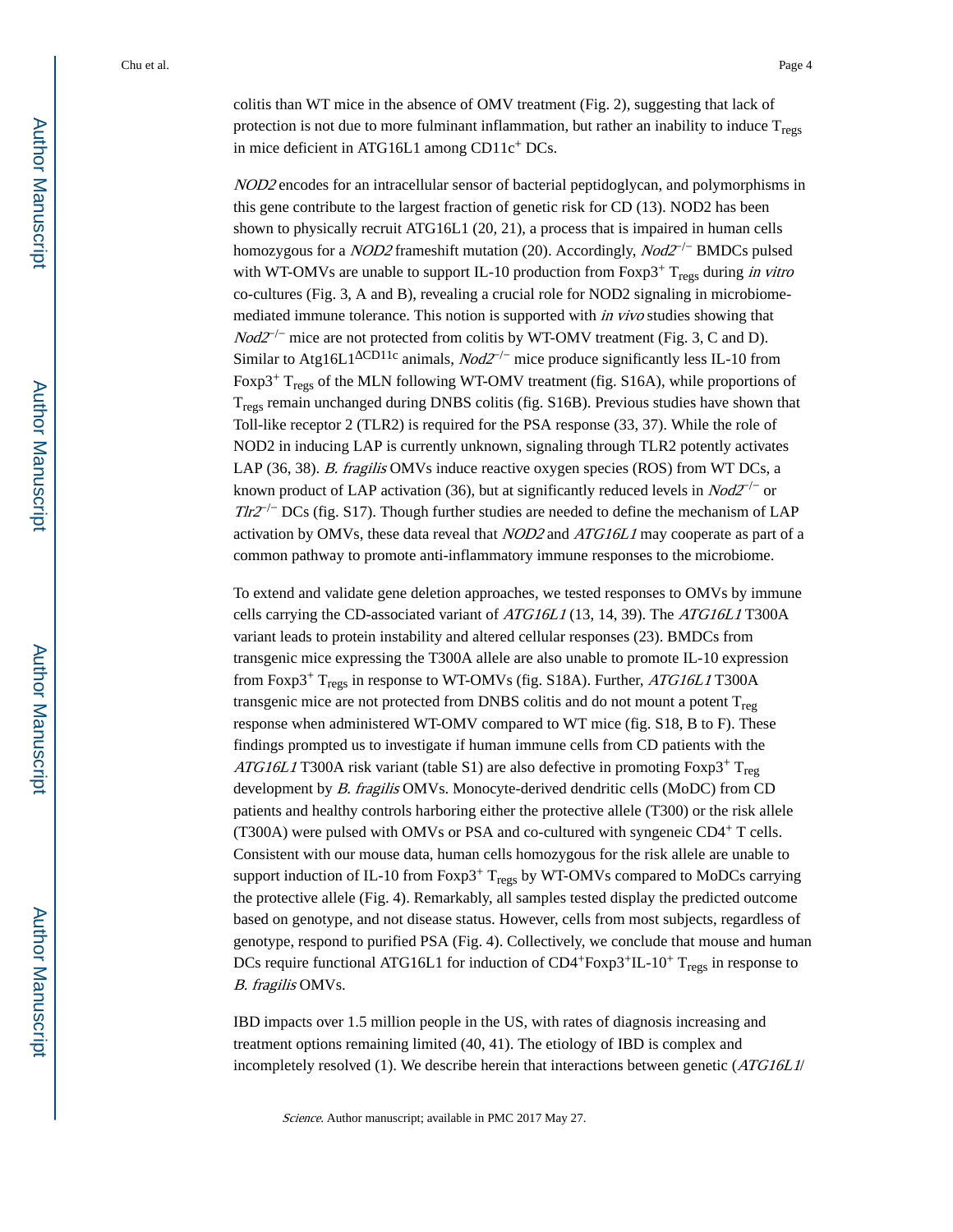colitis than WT mice in the absence of OMV treatment (Fig. 2), suggesting that lack of protection is not due to more fulminant inflammation, but rather an inability to induce $T_{regs}$ in mice deficient in ATG16L1 among CD11c$^{+}$ DCs.

*NOD2* encodes for an intracellular sensor of bacterial peptidoglycan, and polymorphisms in this gene contribute to the largest fraction of genetic risk for CD (13). NOD2 has been shown to physically recruit ATG16L1 (20, 21), a process that is impaired in human cells homozygous for a *NOD2* frameshift mutation (20). Accordingly, *Nod2*$^{-/-}$ BMDCs pulsed with WT-OMVs are unable to support IL-10 production from Foxp3$^{+}$ $T_{regs}$ during *in vitro* co-cultures (Fig. 3, A and B), revealing a crucial role for NOD2 signaling in microbiome-mediated immune tolerance. This notion is supported with *in vivo* studies showing that *Nod2*$^{-/-}$ mice are not protected from colitis by WT-OMV treatment (Fig. 3, C and D). Similar to Atg16L1$^{\Delta CD11c}$ animals, *Nod2*$^{-/-}$ mice produce significantly less IL-10 from Foxp3$^{+}$ $T_{regs}$ of the MLN following WT-OMV treatment (fig. S16A), while proportions of $T_{regs}$ remain unchanged during DNBS colitis (fig. S16B). Previous studies have shown that Toll-like receptor 2 (TLR2) is required for the PSA response (33, 37). While the role of NOD2 in inducing LAP is currently unknown, signaling through TLR2 potently activates LAP (36, 38). *B. fragilis* OMVs induce reactive oxygen species (ROS) from WT DCs, a known product of LAP activation (36), but at significantly reduced levels in *Nod2*$^{-/-}$ or *Tlr2*$^{-/-}$ DCs (fig. S17). Though further studies are needed to define the mechanism of LAP activation by OMVs, these data reveal that *NOD2* and *ATG16L1* may cooperate as part of a common pathway to promote anti-inflammatory immune responses to the microbiome.

To extend and validate gene deletion approaches, we tested responses to OMVs by immune cells carrying the CD-associated variant of *ATG16L1* (13, 14, 39). The *ATG16L1* T300A variant leads to protein instability and altered cellular responses (23). BMDCs from transgenic mice expressing the T300A allele are also unable to promote IL-10 expression from Foxp3$^{+}$ $T_{regs}$ in response to WT-OMVs (fig. S18A). Further, *ATG16L1* T300A transgenic mice are not protected from DNBS colitis and do not mount a potent $T_{reg}$ response when administered WT-OMV compared to WT mice (fig. S18, B to F). These findings prompted us to investigate if human immune cells from CD patients with the *ATG16L1* T300A risk variant (table S1) are also defective in promoting Foxp3$^{+}$ $T_{reg}$ development by *B. fragilis* OMVs. Monocyte-derived dendritic cells (MoDC) from CD patients and healthy controls harboring either the protective allele (T300) or the risk allele (T300A) were pulsed with OMVs or PSA and co-cultured with syngeneic CD4$^{+}$ T cells. Consistent with our mouse data, human cells homozygous for the risk allele are unable to support induction of IL-10 from Foxp3$^{+}$ $T_{regs}$ by WT-OMVs compared to MoDCs carrying the protective allele (Fig. 4). Remarkably, all samples tested display the predicted outcome based on genotype, and not disease status. However, cells from most subjects, regardless of genotype, respond to purified PSA (Fig. 4). Collectively, we conclude that mouse and human DCs require functional ATG16L1 for induction of CD4$^{+}$Foxp3$^{+}$IL-10$^{+}$ $T_{regs}$ in response to *B. fragilis* OMVs.

IBD impacts over 1.5 million people in the US, with rates of diagnosis increasing and treatment options remaining limited (40, 41). The etiology of IBD is complex and incompletely resolved (1). We describe herein that interactions between genetic (*ATG16L1*/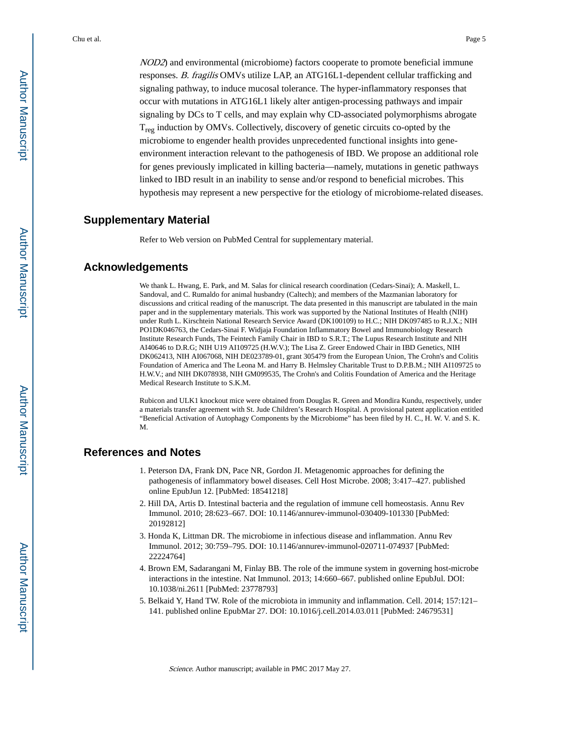*NOD2*) and environmental (microbiome) factors cooperate to promote beneficial immune responses. *B. fragilis* OMVs utilize LAP, an ATG16L1-dependent cellular trafficking and signaling pathway, to induce mucosal tolerance. The hyper-inflammatory responses that occur with mutations in ATG16L1 likely alter antigen-processing pathways and impair signaling by DCs to T cells, and may explain why CD-associated polymorphisms abrogate $T_{reg}$ induction by OMVs. Collectively, discovery of genetic circuits co-opted by the microbiome to engender health provides unprecedented functional insights into gene-environment interaction relevant to the pathogenesis of IBD. We propose an additional role for genes previously implicated in killing bacteria—namely, mutations in genetic pathways linked to IBD result in an inability to sense and/or respond to beneficial microbes. This hypothesis may represent a new perspective for the etiology of microbiome-related diseases.

## Supplementary Material

Refer to Web version on PubMed Central for supplementary material.

## Acknowledgements

We thank L. Hwang, E. Park, and M. Salas for clinical research coordination (Cedars-Sinai); A. Maskell, L. Sandoval, and C. Rumaldo for animal husbandry (Caltech); and members of the Mazmanian laboratory for discussions and critical reading of the manuscript. The data presented in this manuscript are tabulated in the main paper and in the supplementary materials. This work was supported by the National Institutes of Health (NIH) under Ruth L. Kirschtein National Research Service Award (DK100109) to H.C.; NIH DK097485 to R.J.X.; NIH PO1DK046763, the Cedars-Sinai F. Widjaja Foundation Inflammatory Bowel and Immunobiology Research Institute Research Funds, The Feintech Family Chair in IBD to S.R.T.; The Lupus Research Institute and NIH AI40646 to D.R.G; NIH U19 AI109725 (H.W.V.); The Lisa Z. Greer Endowed Chair in IBD Genetics, NIH DK062413, NIH AI067068, NIH DE023789-01, grant 305479 from the European Union, The Crohn's and Colitis Foundation of America and The Leona M. and Harry B. Helmsley Charitable Trust to D.P.B.M.; NIH AI109725 to H.W.V.; and NIH DK078938, NIH GM099535, The Crohn's and Colitis Foundation of America and the Heritage Medical Research Institute to S.K.M.

Rubicon and ULK1 knockout mice were obtained from Douglas R. Green and Mondira Kundu, respectively, under a materials transfer agreement with St. Jude Children's Research Hospital. A provisional patent application entitled "Beneficial Activation of Autophagy Components by the Microbiome" has been filed by H. C., H. W. V. and S. K. M.

## References and Notes

1. Peterson DA, Frank DN, Pace NR, Gordon JI. Metagenomic approaches for defining the pathogenesis of inflammatory bowel diseases. Cell Host Microbe. 2008; 3:417–427. published online EpubJun 12. [PubMed: 18541218]
2. Hill DA, Artis D. Intestinal bacteria and the regulation of immune cell homeostasis. Annu Rev Immunol. 2010; 28:623–667. DOI: 10.1146/annurev-immunol-030409-101330 [PubMed: 20192812]
3. Honda K, Littman DR. The microbiome in infectious disease and inflammation. Annu Rev Immunol. 2012; 30:759–795. DOI: 10.1146/annurev-immunol-020711-074937 [PubMed: 22224764]
4. Brown EM, Sadarangani M, Finlay BB. The role of the immune system in governing host-microbe interactions in the intestine. Nat Immunol. 2013; 14:660–667. published online EpubJul. DOI: 10.1038/ni.2611 [PubMed: 23778793]
5. Belkaid Y, Hand TW. Role of the microbiota in immunity and inflammation. Cell. 2014; 157:121–141. published online EpubMar 27. DOI: 10.1016/j.cell.2014.03.011 [PubMed: 24679531]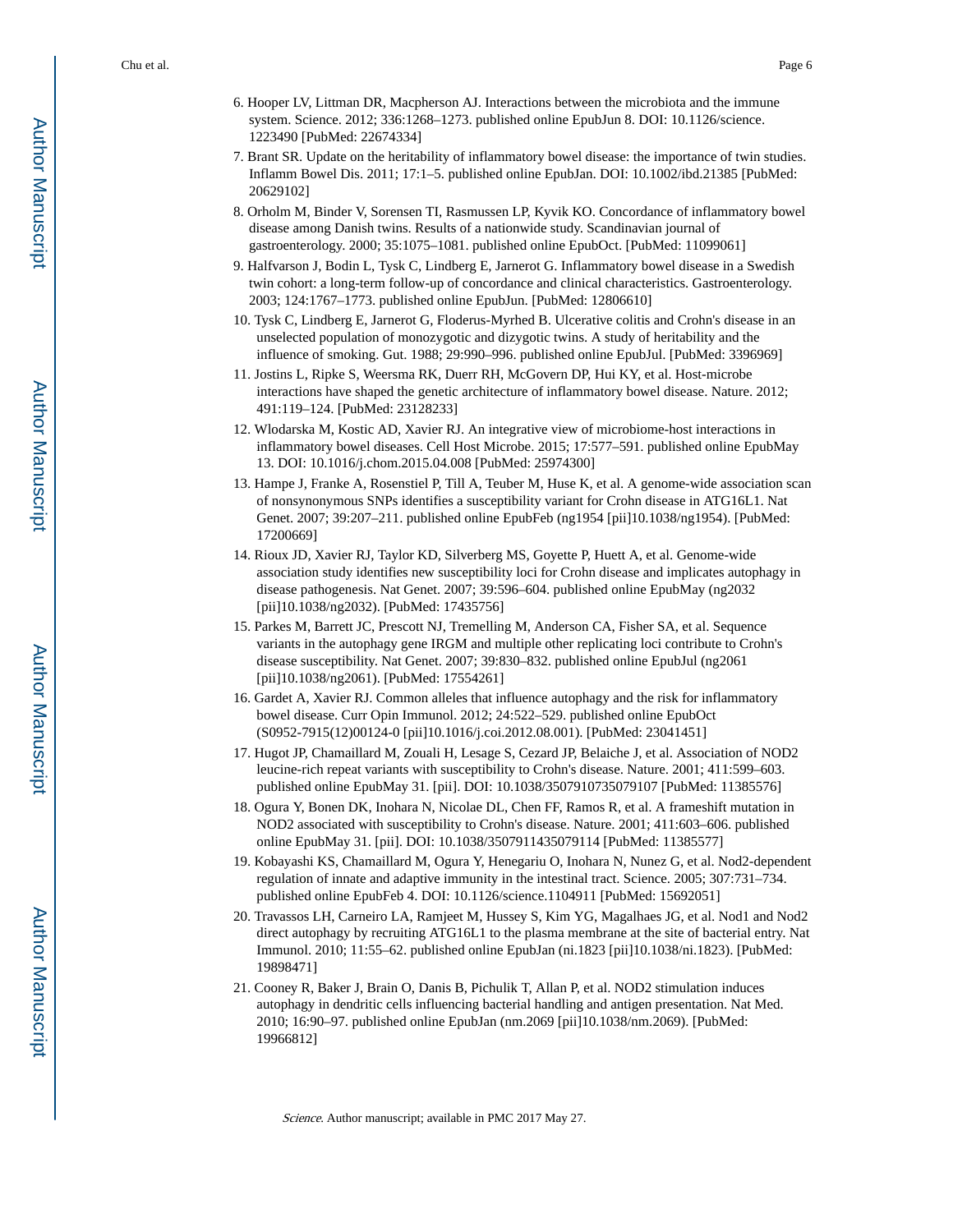6. Hooper LV, Littman DR, Macpherson AJ. Interactions between the microbiota and the immune system. Science. 2012; 336:1268–1273. published online EpubJun 8. DOI: 10.1126/science.1223490 [PubMed: 22674334]
7. Brant SR. Update on the heritability of inflammatory bowel disease: the importance of twin studies. Inflamm Bowel Dis. 2011; 17:1–5. published online EpubJan. DOI: 10.1002/ibd.21385 [PubMed: 20629102]
8. Orholm M, Binder V, Sorensen TI, Rasmussen LP, Kyvik KO. Concordance of inflammatory bowel disease among Danish twins. Results of a nationwide study. Scandinavian journal of gastroenterology. 2000; 35:1075–1081. published online EpubOct. [PubMed: 11099061]
9. Halfvarson J, Bodin L, Tysk C, Lindberg E, Jarnerot G. Inflammatory bowel disease in a Swedish twin cohort: a long-term follow-up of concordance and clinical characteristics. Gastroenterology. 2003; 124:1767–1773. published online EpubJun. [PubMed: 12806610]
10. Tysk C, Lindberg E, Jarnerot G, Floderus-Myrhed B. Ulcerative colitis and Crohn's disease in an unselected population of monozygotic and dizygotic twins. A study of heritability and the influence of smoking. Gut. 1988; 29:990–996. published online EpubJul. [PubMed: 3396969]
11. Jostins L, Ripke S, Weersma RK, Duerr RH, McGovern DP, Hui KY, et al. Host-microbe interactions have shaped the genetic architecture of inflammatory bowel disease. Nature. 2012; 491:119–124. [PubMed: 23128233]
12. Wlodarska M, Kostic AD, Xavier RJ. An integrative view of microbiome-host interactions in inflammatory bowel diseases. Cell Host Microbe. 2015; 17:577–591. published online EpubMay 13. DOI: 10.1016/j.chom.2015.04.008 [PubMed: 25974300]
13. Hampe J, Franke A, Rosenstiel P, Till A, Teuber M, Huse K, et al. A genome-wide association scan of nonsynonymous SNPs identifies a susceptibility variant for Crohn disease in ATG16L1. Nat Genet. 2007; 39:207–211. published online EpubFeb (ng1954 [pii]10.1038/ng1954). [PubMed: 17200669]
14. Rioux JD, Xavier RJ, Taylor KD, Silverberg MS, Goyette P, Huett A, et al. Genome-wide association study identifies new susceptibility loci for Crohn disease and implicates autophagy in disease pathogenesis. Nat Genet. 2007; 39:596–604. published online EpubMay (ng2032 [pii]10.1038/ng2032). [PubMed: 17435756]
15. Parkes M, Barrett JC, Prescott NJ, Tremelling M, Anderson CA, Fisher SA, et al. Sequence variants in the autophagy gene IRGM and multiple other replicating loci contribute to Crohn's disease susceptibility. Nat Genet. 2007; 39:830–832. published online EpubJul (ng2061 [pii]10.1038/ng2061). [PubMed: 17554261]
16. Gardet A, Xavier RJ. Common alleles that influence autophagy and the risk for inflammatory bowel disease. Curr Opin Immunol. 2012; 24:522–529. published online EpubOct (S0952-7915(12)00124-0 [pii]10.1016/j.coi.2012.08.001). [PubMed: 23041451]
17. Hugot JP, Chamaillard M, Zouali H, Lesage S, Cezard JP, Belaiche J, et al. Association of NOD2 leucine-rich repeat variants with susceptibility to Crohn's disease. Nature. 2001; 411:599–603. published online EpubMay 31. [pii]. DOI: 10.1038/3507910735079107 [PubMed: 11385576]
18. Ogura Y, Bonen DK, Inohara N, Nicolae DL, Chen FF, Ramos R, et al. A frameshift mutation in NOD2 associated with susceptibility to Crohn's disease. Nature. 2001; 411:603–606. published online EpubMay 31. [pii]. DOI: 10.1038/3507911435079114 [PubMed: 11385577]
19. Kobayashi KS, Chamaillard M, Ogura Y, Henegariu O, Inohara N, Nunez G, et al. Nod2-dependent regulation of innate and adaptive immunity in the intestinal tract. Science. 2005; 307:731–734. published online EpubFeb 4. DOI: 10.1126/science.1104911 [PubMed: 15692051]
20. Travassos LH, Carneiro LA, Ramjeet M, Hussey S, Kim YG, Magalhaes JG, et al. Nod1 and Nod2 direct autophagy by recruiting ATG16L1 to the plasma membrane at the site of bacterial entry. Nat Immunol. 2010; 11:55–62. published online EpubJan (ni.1823 [pii]10.1038/ni.1823). [PubMed: 19898471]
21. Cooney R, Baker J, Brain O, Danis B, Pichulik T, Allan P, et al. NOD2 stimulation induces autophagy in dendritic cells influencing bacterial handling and antigen presentation. Nat Med. 2010; 16:90–97. published online EpubJan (nm.2069 [pii]10.1038/nm.2069). [PubMed: 19966812]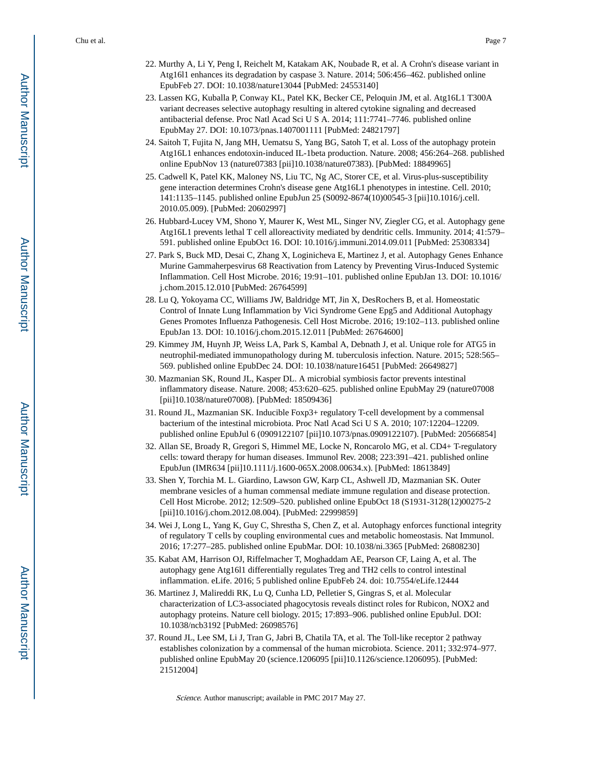22. Murthy A, Li Y, Peng I, Reichelt M, Katakam AK, Noubade R, et al. A Crohn's disease variant in Atg16l1 enhances its degradation by caspase 3. Nature. 2014; 506:456–462. published online EpubFeb 27. DOI: 10.1038/nature13044 [PubMed: 24553140]
23. Lassen KG, Kuballa P, Conway KL, Patel KK, Becker CE, Peloquin JM, et al. Atg16L1 T300A variant decreases selective autophagy resulting in altered cytokine signaling and decreased antibacterial defense. Proc Natl Acad Sci U S A. 2014; 111:7741–7746. published online EpubMay 27. DOI: 10.1073/pnas.1407001111 [PubMed: 24821797]
24. Saitoh T, Fujita N, Jang MH, Uematsu S, Yang BG, Satoh T, et al. Loss of the autophagy protein Atg16L1 enhances endotoxin-induced IL-1beta production. Nature. 2008; 456:264–268. published online EpubNov 13 (nature07383 [pii]10.1038/nature07383). [PubMed: 18849965]
25. Cadwell K, Patel KK, Maloney NS, Liu TC, Ng AC, Storer CE, et al. Virus-plus-susceptibility gene interaction determines Crohn's disease gene Atg16L1 phenotypes in intestine. Cell. 2010; 141:1135–1145. published online EpubJun 25 (S0092-8674(10)00545-3 [pii]10.1016/j.cell.2010.05.009). [PubMed: 20602997]
26. Hubbard-Lucey VM, Shono Y, Maurer K, West ML, Singer NV, Ziegler CG, et al. Autophagy gene Atg16L1 prevents lethal T cell alloreactivity mediated by dendritic cells. Immunity. 2014; 41:579–591. published online EpubOct 16. DOI: 10.1016/j.immuni.2014.09.011 [PubMed: 25308334]
27. Park S, Buck MD, Desai C, Zhang X, Loginicheva E, Martinez J, et al. Autophagy Genes Enhance Murine Gammaherpesvirus 68 Reactivation from Latency by Preventing Virus-Induced Systemic Inflammation. Cell Host Microbe. 2016; 19:91–101. published online EpubJan 13. DOI: 10.1016/j.chom.2015.12.010 [PubMed: 26764599]
28. Lu Q, Yokoyama CC, Williams JW, Baldridge MT, Jin X, DesRochers B, et al. Homeostatic Control of Innate Lung Inflammation by Vici Syndrome Gene Epg5 and Additional Autophagy Genes Promotes Influenza Pathogenesis. Cell Host Microbe. 2016; 19:102–113. published online EpubJan 13. DOI: 10.1016/j.chom.2015.12.011 [PubMed: 26764600]
29. Kimmey JM, Huynh JP, Weiss LA, Park S, Kambal A, Debnath J, et al. Unique role for ATG5 in neutrophil-mediated immunopathology during M. tuberculosis infection. Nature. 2015; 528:565–569. published online EpubDec 24. DOI: 10.1038/nature16451 [PubMed: 26649827]
30. Mazmanian SK, Round JL, Kasper DL. A microbial symbiosis factor prevents intestinal inflammatory disease. Nature. 2008; 453:620–625. published online EpubMay 29 (nature07008 [pii]10.1038/nature07008). [PubMed: 18509436]
31. Round JL, Mazmanian SK. Inducible Foxp3+ regulatory T-cell development by a commensal bacterium of the intestinal microbiota. Proc Natl Acad Sci U S A. 2010; 107:12204–12209. published online EpubJul 6 (0909122107 [pii]10.1073/pnas.0909122107). [PubMed: 20566854]
32. Allan SE, Broady R, Gregori S, Himmel ME, Locke N, Roncarolo MG, et al. CD4+ T-regulatory cells: toward therapy for human diseases. Immunol Rev. 2008; 223:391–421. published online EpubJun (IMR634 [pii]10.1111/j.1600-065X.2008.00634.x). [PubMed: 18613849]
33. Shen Y, Torchia M. L. Giardino, Lawson GW, Karp CL, Ashwell JD, Mazmanian SK. Outer membrane vesicles of a human commensal mediate immune regulation and disease protection. Cell Host Microbe. 2012; 12:509–520. published online EpubOct 18 (S1931-3128(12)00275-2 [pii]10.1016/j.chom.2012.08.004). [PubMed: 22999859]
34. Wei J, Long L, Yang K, Guy C, Shrestha S, Chen Z, et al. Autophagy enforces functional integrity of regulatory T cells by coupling environmental cues and metabolic homeostasis. Nat Immunol. 2016; 17:277–285. published online EpubMar. DOI: 10.1038/ni.3365 [PubMed: 26808230]
35. Kabat AM, Harrison OJ, Riffelmacher T, Moghaddam AE, Pearson CF, Laing A, et al. The autophagy gene Atg16l1 differentially regulates Treg and TH2 cells to control intestinal inflammation. eLife. 2016; 5 published online EpubFeb 24. doi: 10.7554/eLife.12444
36. Martinez J, Malireddi RK, Lu Q, Cunha LD, Pelletier S, Gingras S, et al. Molecular characterization of LC3-associated phagocytosis reveals distinct roles for Rubicon, NOX2 and autophagy proteins. Nature cell biology. 2015; 17:893–906. published online EpubJul. DOI: 10.1038/ncb3192 [PubMed: 26098576]
37. Round JL, Lee SM, Li J, Tran G, Jabri B, Chatila TA, et al. The Toll-like receptor 2 pathway establishes colonization by a commensal of the human microbiota. Science. 2011; 332:974–977. published online EpubMay 20 (science.1206095 [pii]10.1126/science.1206095). [PubMed: 21512004]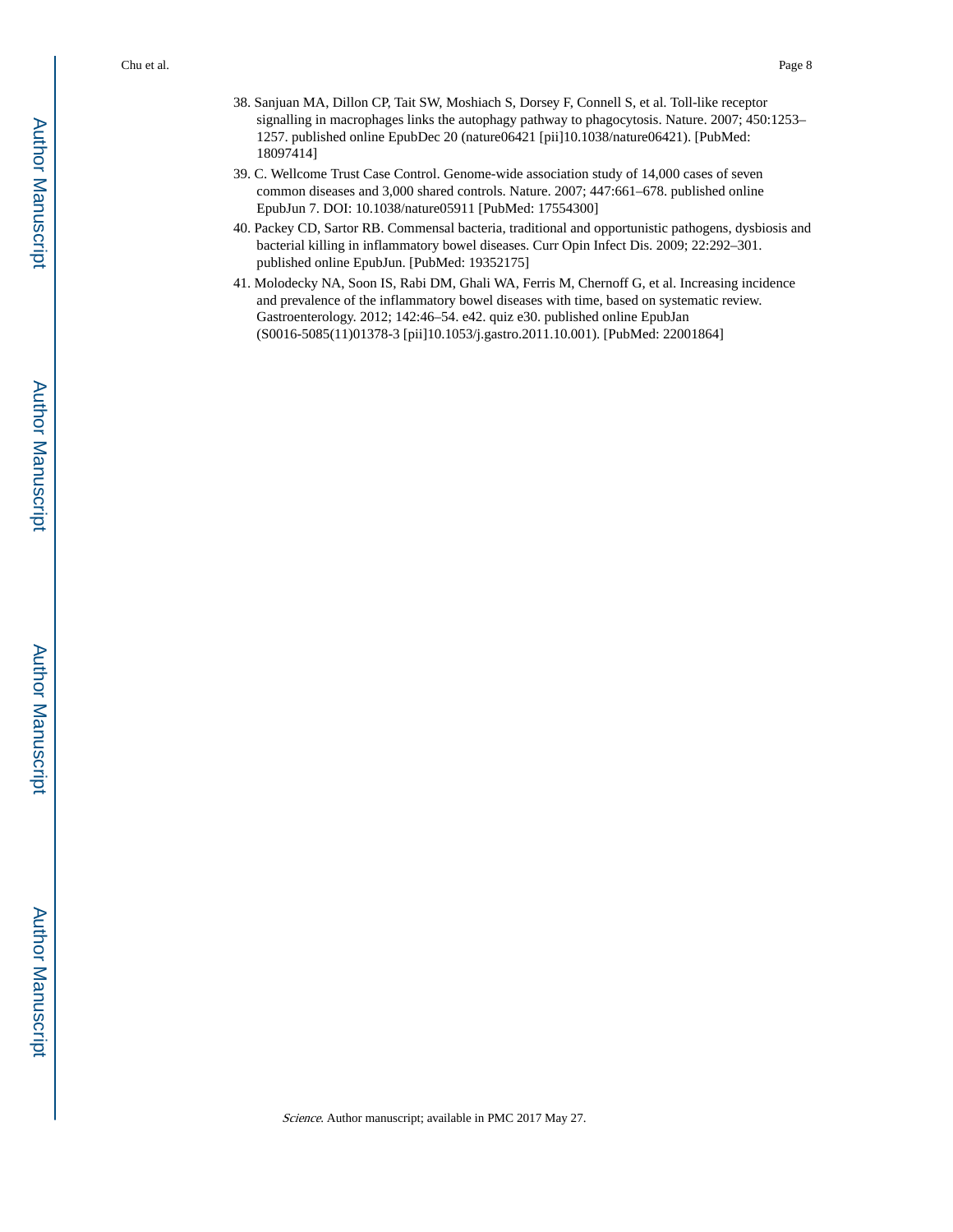38. Sanjuan MA, Dillon CP, Tait SW, Moshiach S, Dorsey F, Connell S, et al. Toll-like receptor signalling in macrophages links the autophagy pathway to phagocytosis. Nature. 2007; 450:1253–1257. published online EpubDec 20 (nature06421 [pii]10.1038/nature06421). [PubMed: 18097414]
39. C. Wellcome Trust Case Control. Genome-wide association study of 14,000 cases of seven common diseases and 3,000 shared controls. Nature. 2007; 447:661–678. published online EpubJun 7. DOI: 10.1038/nature05911 [PubMed: 17554300]
40. Packey CD, Sartor RB. Commensal bacteria, traditional and opportunistic pathogens, dysbiosis and bacterial killing in inflammatory bowel diseases. Curr Opin Infect Dis. 2009; 22:292–301. published online EpubJun. [PubMed: 19352175]
41. Molodecky NA, Soon IS, Rabi DM, Ghali WA, Ferris M, Chernoff G, et al. Increasing incidence and prevalence of the inflammatory bowel diseases with time, based on systematic review. Gastroenterology. 2012; 142:46–54. e42. quiz e30. published online EpubJan (S0016-5085(11)01378-3 [pii]10.1053/j.gastro.2011.10.001). [PubMed: 22001864]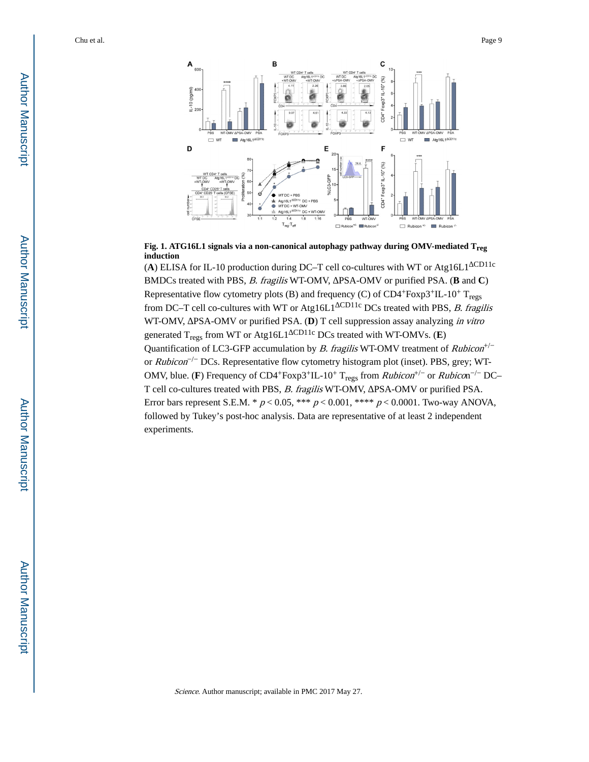**Fig. 1. ATG16L1 signals via a non-canonical autophagy pathway during OMV-mediated $T_{reg}$ induction**

(**A**) ELISA for IL-10 production during DC–T cell co-cultures with WT or Atg16L1$^{\Delta CD11c}$ BMDCs treated with PBS, *B. fragilis* WT-OMV, ΔPSA-OMV or purified PSA. (**B** and **C**) Representative flow cytometry plots (B) and frequency (C) of CD4$^{+}$Foxp3$^{+}$IL-10$^{+}$ $T_{regs}$ from DC–T cell co-cultures with WT or Atg16L1$^{\Delta CD11c}$ DCs treated with PBS, *B. fragilis* WT-OMV, ΔPSA-OMV or purified PSA. (**D**) T cell suppression assay analyzing *in vitro* generated $T_{regs}$ from WT or Atg16L1$^{\Delta CD11c}$ DCs treated with WT-OMVs. (**E**) Quantification of LC3-GFP accumulation by *B. fragilis* WT-OMV treatment of *Rubicon*$^{+/-}$ or *Rubicon*$^{-/-}$ DCs. Representative flow cytometry histogram plot (inset). PBS, grey; WT-OMV, blue. (**F**) Frequency of CD4$^{+}$Foxp3$^{+}$IL-10$^{+}$ $T_{regs}$ from *Rubicon*$^{+/-}$ or *Rubicon*$^{-/-}$ DC–T cell co-cultures treated with PBS, *B. fragilis* WT-OMV, ΔPSA-OMV or purified PSA. Error bars represent S.E.M. * $p < 0.05$, *** $p < 0.001$, **** $p < 0.0001$. Two-way ANOVA, followed by Tukey's post-hoc analysis. Data are representative of at least 2 independent experiments.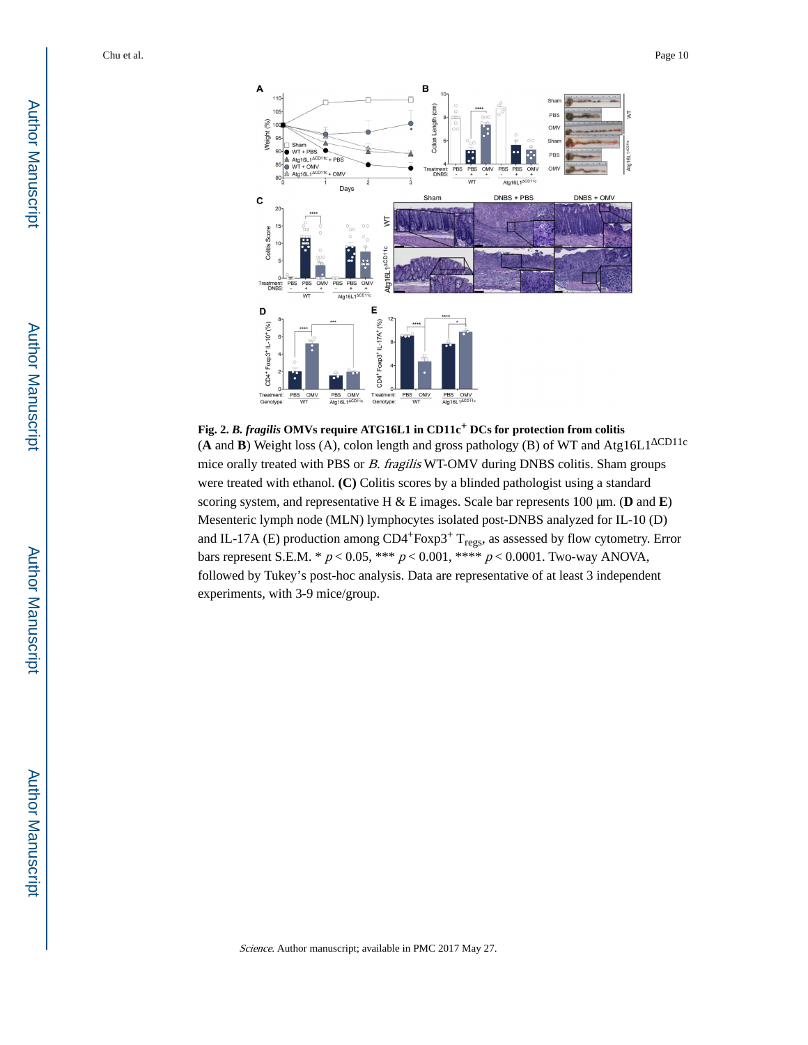**Fig. 2. *B. fragilis* OMVs require ATG16L1 in CD11c$^+$ DCs for protection from colitis**

(**A** and **B**) Weight loss (A), colon length and gross pathology (B) of WT and Atg16L1$^{\Delta CD11c}$ mice orally treated with PBS or *B. fragilis* WT-OMV during DNBS colitis. Sham groups were treated with ethanol. **(C)** Colitis scores by a blinded pathologist using a standard scoring system, and representative H & E images. Scale bar represents 100 μm. (**D** and **E**) Mesenteric lymph node (MLN) lymphocytes isolated post-DNBS analyzed for IL-10 (D) and IL-17A (E) production among CD4$^+$Foxp3$^+$ $T_{regs}$, as assessed by flow cytometry. Error bars represent S.E.M. * $p < 0.05$, *** $p < 0.001$, **** $p < 0.0001$. Two-way ANOVA, followed by Tukey's post-hoc analysis. Data are representative of at least 3 independent experiments, with 3-9 mice/group.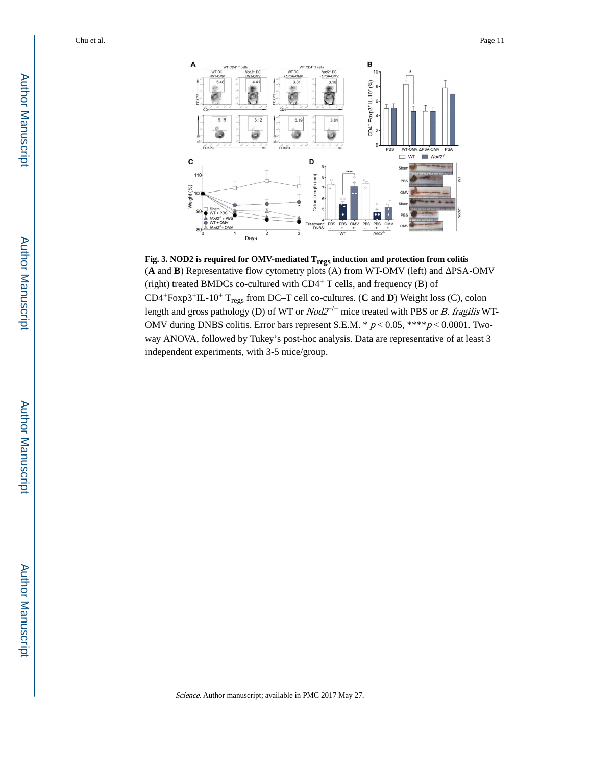**Fig. 3. NOD2 is required for OMV-mediated $T_{regs}$ induction and protection from colitis**

(**A** and **B**) Representative flow cytometry plots (A) from WT-OMV (left) and ΔPSA-OMV (right) treated BMDCs co-cultured with $CD4^+$ T cells, and frequency (B) of $CD4^+Foxp3^+IL\text{-}10^+$ $T_{regs}$ from DC–T cell co-cultures. (**C** and **D**) Weight loss (C), colon length and gross pathology (D) of WT or *Nod2*$^{-/-}$ mice treated with PBS or *B. fragilis* WT-OMV during DNBS colitis. Error bars represent S.E.M. * $p < 0.05$, **** $p < 0.0001$. Two-way ANOVA, followed by Tukey's post-hoc analysis. Data are representative of at least 3 independent experiments, with 3-5 mice/group.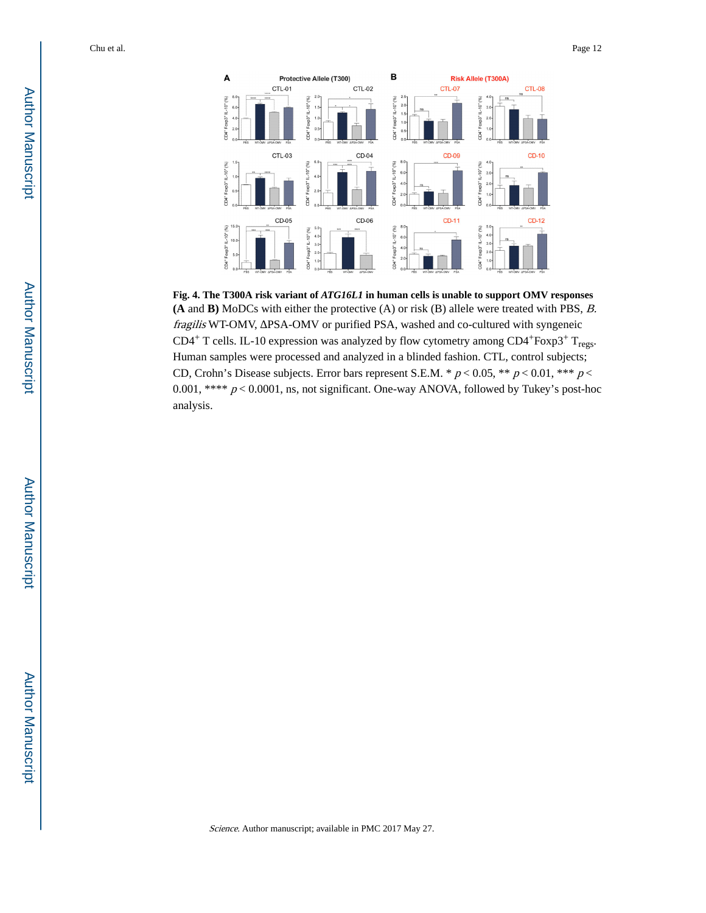A Protective Allele (T300)

CTL-01 CTL-02 CTL-03 CD-04 CD-05 CD-06

B Risk Allele (T300A)

CTL-07 CTL-08 CD-09 CD-10 CD-11 CD-12

CD4+ Foxp3+ IL-10+ (%)

PBS WT-OMV ΔPSA-OMV PSA

**Fig. 4. The T300A risk variant of *ATG16L1* in human cells is unable to support OMV responses**

**(A** and **B)** MoDCs with either the protective (A) or risk (B) allele were treated with PBS, *B. fragilis* WT-OMV, ΔPSA-OMV or purified PSA, washed and co-cultured with syngeneic $CD4^+$ T cells. IL-10 expression was analyzed by flow cytometry among $CD4^+Foxp3^+$ $T_{regs}$. Human samples were processed and analyzed in a blinded fashion. CTL, control subjects; CD, Crohn's Disease subjects. Error bars represent S.E.M. * $p < 0.05$, ** $p < 0.01$, *** $p < 0.001$, **** $p < 0.0001$, ns, not significant. One-way ANOVA, followed by Tukey's post-hoc analysis.